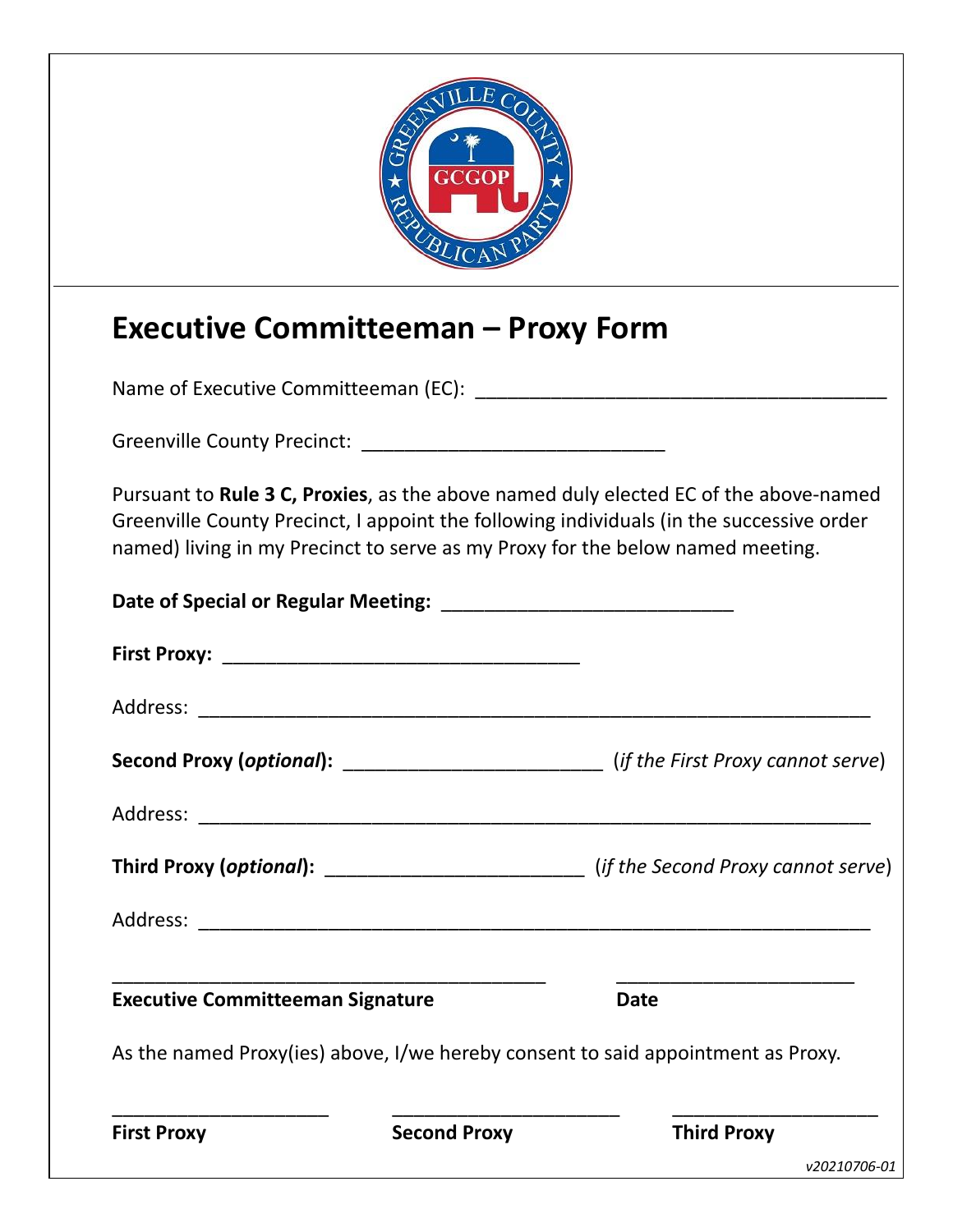# Executive Committeeman – Proxy Form

Name of Executive Committeeman (EC): ______________________________________

Greenville County Precinct: ____________________________

Pursuant to **Rule 3 C, Proxies**, as the above named duly elected EC of the above-named Greenville County Precinct, I appoint the following individuals (in the successive order named) living in my Precinct to serve as my Proxy for the below named meeting.

**Date of Special or Regular Meeting:** ___________________________

**First Proxy:** _________________________________

Address: _______________________________________________________________

**Second Proxy (*optional*):** ________________________ (*if the First Proxy cannot serve*)

Address: _______________________________________________________________

**Third Proxy (*optional*):** ________________________ (*if the Second Proxy cannot serve*)

Address: _______________________________________________________________

_________________________________________ **Executive Committeeman Signature**

______________________ **Date**

As the named Proxy(ies) above, I/we hereby consent to said appointment as Proxy.

____________________ **First Proxy**

_____________________ **Second Proxy**

___________________ **Third Proxy**

*v20210706-01*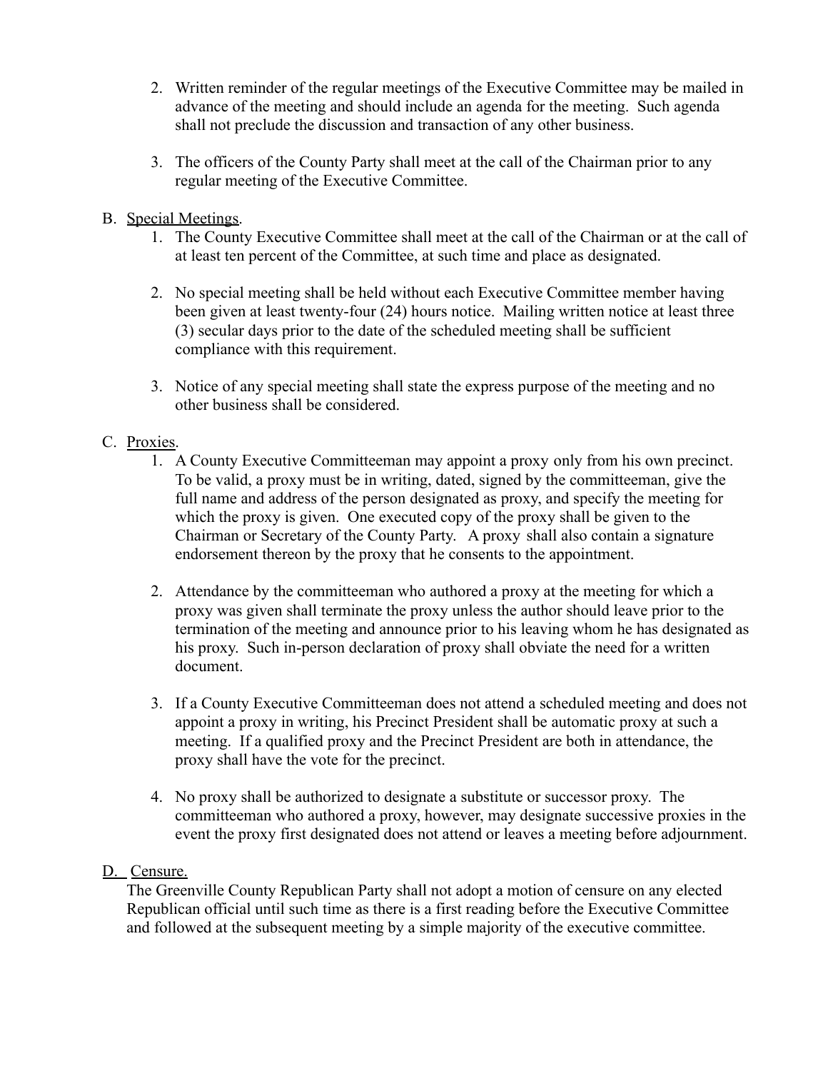2. Written reminder of the regular meetings of the Executive Committee may be mailed in advance of the meeting and should include an agenda for the meeting. Such agenda shall not preclude the discussion and transaction of any other business.

3. The officers of the County Party shall meet at the call of the Chairman prior to any regular meeting of the Executive Committee.

B. Special Meetings.

1. The County Executive Committee shall meet at the call of the Chairman or at the call of at least ten percent of the Committee, at such time and place as designated.

2. No special meeting shall be held without each Executive Committee member having been given at least twenty-four (24) hours notice. Mailing written notice at least three (3) secular days prior to the date of the scheduled meeting shall be sufficient compliance with this requirement.

3. Notice of any special meeting shall state the express purpose of the meeting and no other business shall be considered.

C. Proxies.

1. A County Executive Committeeman may appoint a proxy only from his own precinct. To be valid, a proxy must be in writing, dated, signed by the committeeman, give the full name and address of the person designated as proxy, and specify the meeting for which the proxy is given. One executed copy of the proxy shall be given to the Chairman or Secretary of the County Party. A proxy shall also contain a signature endorsement thereon by the proxy that he consents to the appointment.

2. Attendance by the committeeman who authored a proxy at the meeting for which a proxy was given shall terminate the proxy unless the author should leave prior to the termination of the meeting and announce prior to his leaving whom he has designated as his proxy. Such in-person declaration of proxy shall obviate the need for a written document.

3. If a County Executive Committeeman does not attend a scheduled meeting and does not appoint a proxy in writing, his Precinct President shall be automatic proxy at such a meeting. If a qualified proxy and the Precinct President are both in attendance, the proxy shall have the vote for the precinct.

4. No proxy shall be authorized to designate a substitute or successor proxy. The committeeman who authored a proxy, however, may designate successive proxies in the event the proxy first designated does not attend or leaves a meeting before adjournment.

D. Censure.

The Greenville County Republican Party shall not adopt a motion of censure on any elected Republican official until such time as there is a first reading before the Executive Committee and followed at the subsequent meeting by a simple majority of the executive committee.